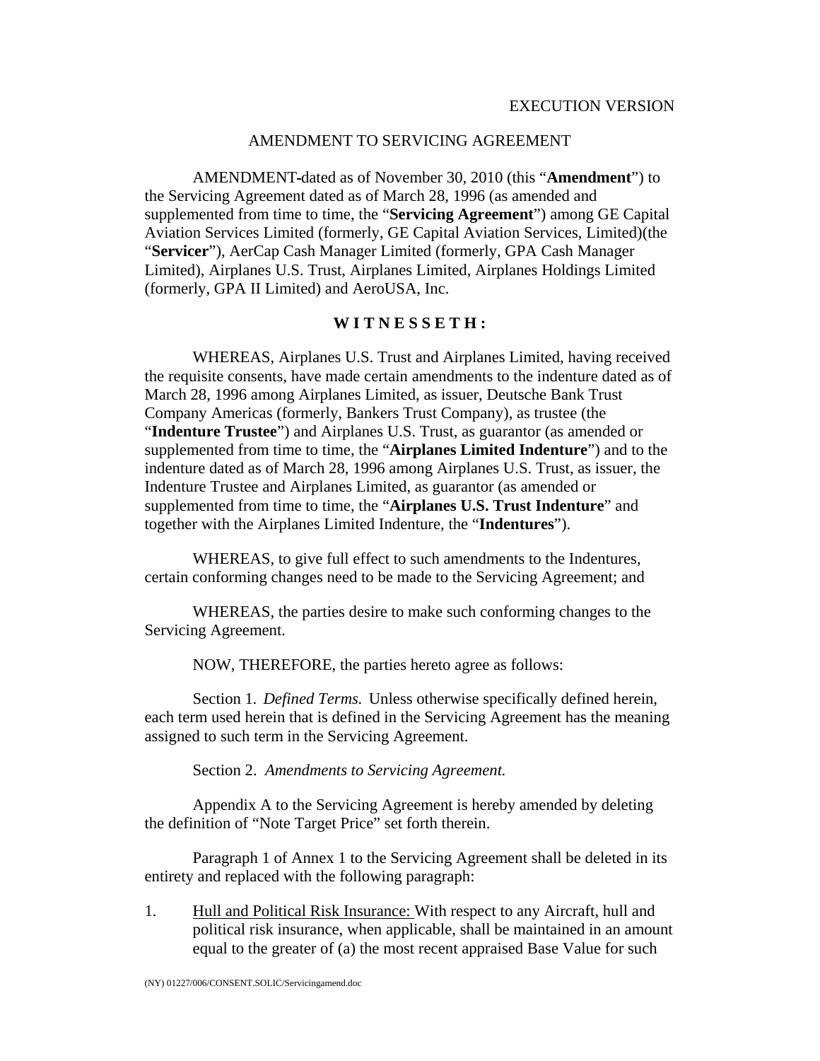EXECUTION VERSION

AMENDMENT TO SERVICING AGREEMENT

AMENDMENT dated as of November 30, 2010 (this "**Amendment**") to the Servicing Agreement dated as of March 28, 1996 (as amended and supplemented from time to time, the "**Servicing Agreement**") among GE Capital Aviation Services Limited (formerly, GE Capital Aviation Services, Limited)(the "**Servicer**"), AerCap Cash Manager Limited (formerly, GPA Cash Manager Limited), Airplanes U.S. Trust, Airplanes Limited, Airplanes Holdings Limited (formerly, GPA II Limited) and AeroUSA, Inc.

**W I T N E S S E T H :**

WHEREAS, Airplanes U.S. Trust and Airplanes Limited, having received the requisite consents, have made certain amendments to the indenture dated as of March 28, 1996 among Airplanes Limited, as issuer, Deutsche Bank Trust Company Americas (formerly, Bankers Trust Company), as trustee (the "**Indenture Trustee**") and Airplanes U.S. Trust, as guarantor (as amended or supplemented from time to time, the "**Airplanes Limited Indenture**") and to the indenture dated as of March 28, 1996 among Airplanes U.S. Trust, as issuer, the Indenture Trustee and Airplanes Limited, as guarantor (as amended or supplemented from time to time, the "**Airplanes U.S. Trust Indenture**" and together with the Airplanes Limited Indenture, the "**Indentures**").

WHEREAS, to give full effect to such amendments to the Indentures, certain conforming changes need to be made to the Servicing Agreement; and

WHEREAS, the parties desire to make such conforming changes to the Servicing Agreement.

NOW, THEREFORE, the parties hereto agree as follows:

Section 1. *Defined Terms.* Unless otherwise specifically defined herein, each term used herein that is defined in the Servicing Agreement has the meaning assigned to such term in the Servicing Agreement.

Section 2. *Amendments to Servicing Agreement.*

Appendix A to the Servicing Agreement is hereby amended by deleting the definition of "Note Target Price" set forth therein.

Paragraph 1 of Annex 1 to the Servicing Agreement shall be deleted in its entirety and replaced with the following paragraph:

1. Hull and Political Risk Insurance: With respect to any Aircraft, hull and political risk insurance, when applicable, shall be maintained in an amount equal to the greater of (a) the most recent appraised Base Value for such

(NY) 01227/006/CONSENT.SOLIC/Servicingamend.doc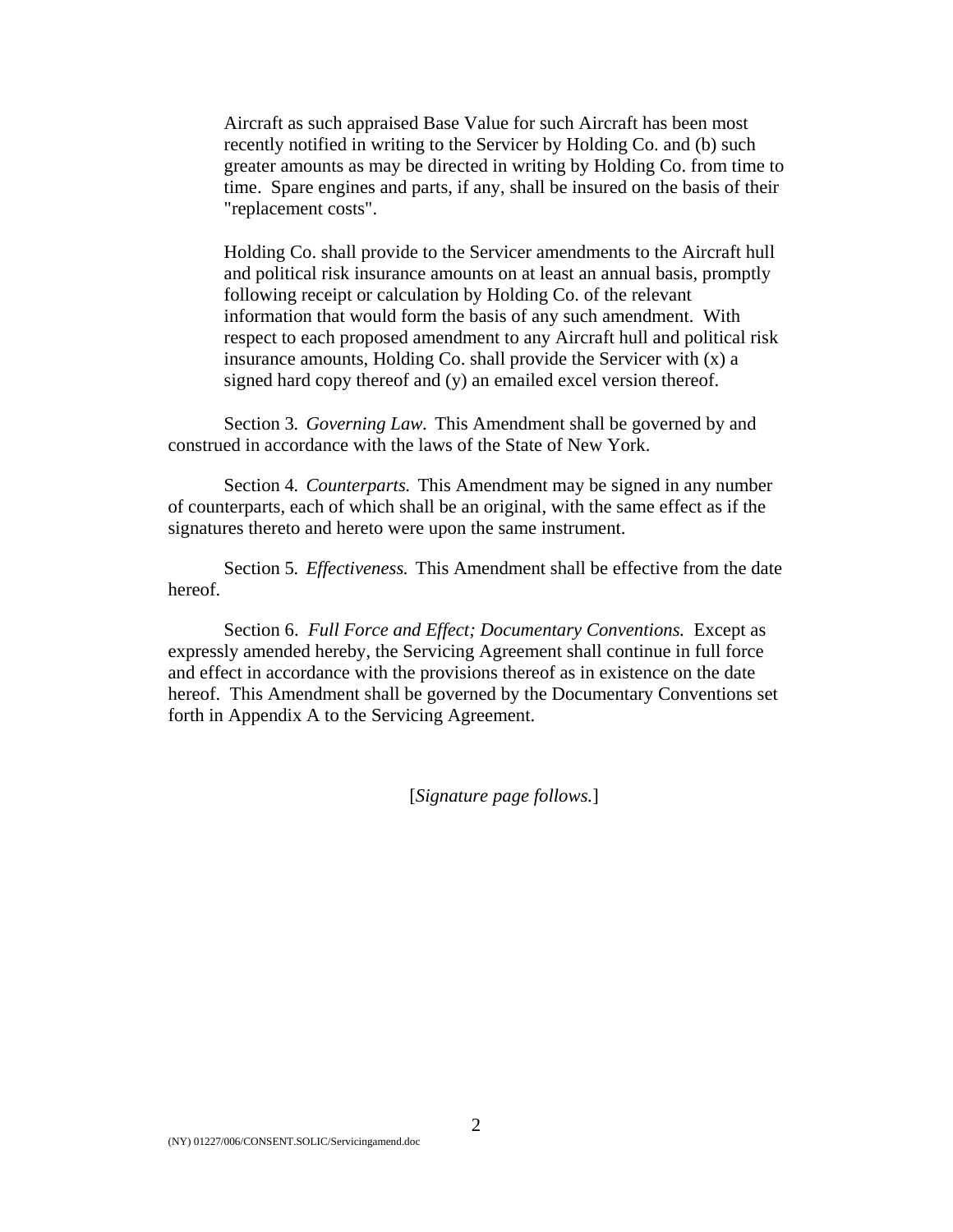Aircraft as such appraised Base Value for such Aircraft has been most recently notified in writing to the Servicer by Holding Co. and (b) such greater amounts as may be directed in writing by Holding Co. from time to time. Spare engines and parts, if any, shall be insured on the basis of their "replacement costs".

Holding Co. shall provide to the Servicer amendments to the Aircraft hull and political risk insurance amounts on at least an annual basis, promptly following receipt or calculation by Holding Co. of the relevant information that would form the basis of any such amendment. With respect to each proposed amendment to any Aircraft hull and political risk insurance amounts, Holding Co. shall provide the Servicer with (x) a signed hard copy thereof and (y) an emailed excel version thereof.

Section 3. *Governing Law.* This Amendment shall be governed by and construed in accordance with the laws of the State of New York.

Section 4. *Counterparts.* This Amendment may be signed in any number of counterparts, each of which shall be an original, with the same effect as if the signatures thereto and hereto were upon the same instrument.

Section 5. *Effectiveness.* This Amendment shall be effective from the date hereof.

Section 6. *Full Force and Effect; Documentary Conventions.* Except as expressly amended hereby, the Servicing Agreement shall continue in full force and effect in accordance with the provisions thereof as in existence on the date hereof. This Amendment shall be governed by the Documentary Conventions set forth in Appendix A to the Servicing Agreement.

[*Signature page follows.*]

(NY) 01227/006/CONSENT.SOLIC/Servicingamend.doc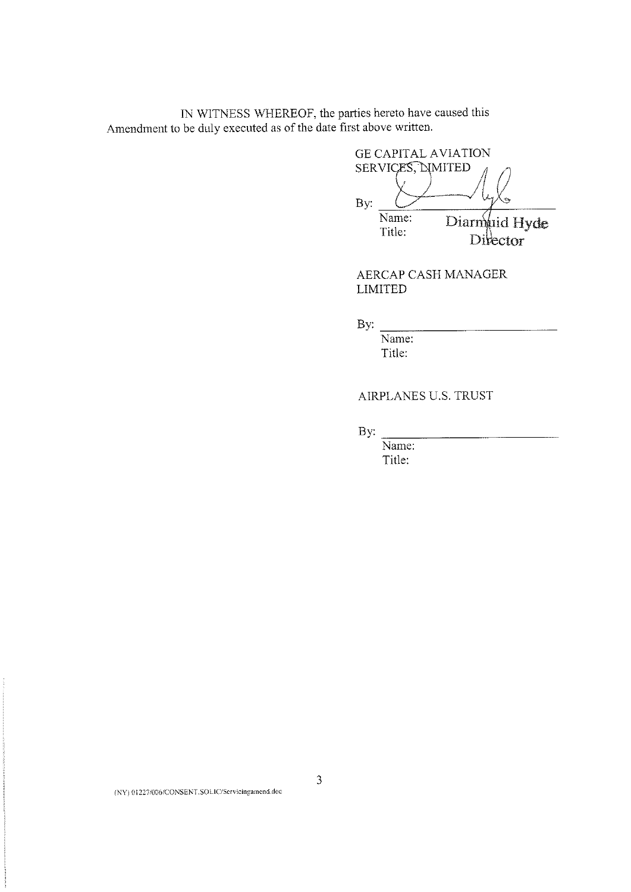IN WITNESS WHEREOF, the parties hereto have caused this Amendment to be duly executed as of the date first above written.

GE CAPITAL AVIATION SERVICES, LIMITED

By: ______________________
Name: Diarmuid Hyde
Title: Director

AERCAP CASH MANAGER LIMITED

By: ______________________
Name:
Title:

AIRPLANES U.S. TRUST

By: ______________________
Name:
Title:

(NY) 01227/006/CONSENT.SOLIC/Servicingamend.doc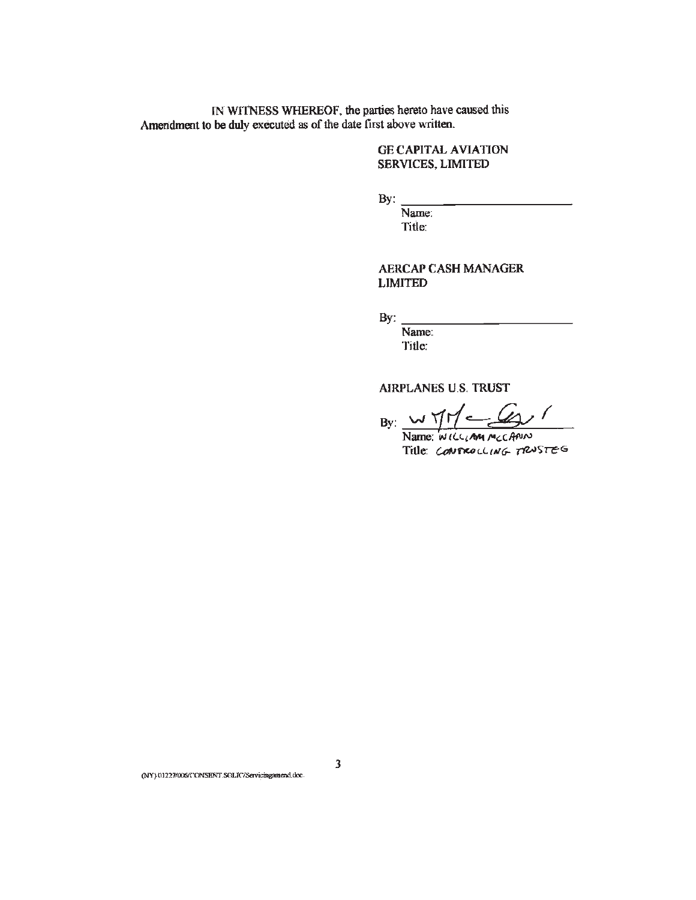IN WITNESS WHEREOF, the parties hereto have caused this Amendment to be duly executed as of the date first above written.

GE CAPITAL AVIATION SERVICES, LIMITED

By: ______________________________
Name:
Title:

AERCAP CASH MANAGER LIMITED

By: ______________________________
Name:
Title:

AIRPLANES U.S. TRUST

By: ______________________________
Name: WILLIAM MCCANN
Title: CONTROLLING TRUSTEE

(NY) 01227/006/CONSENT.SOLIC/Servicingamend.doc.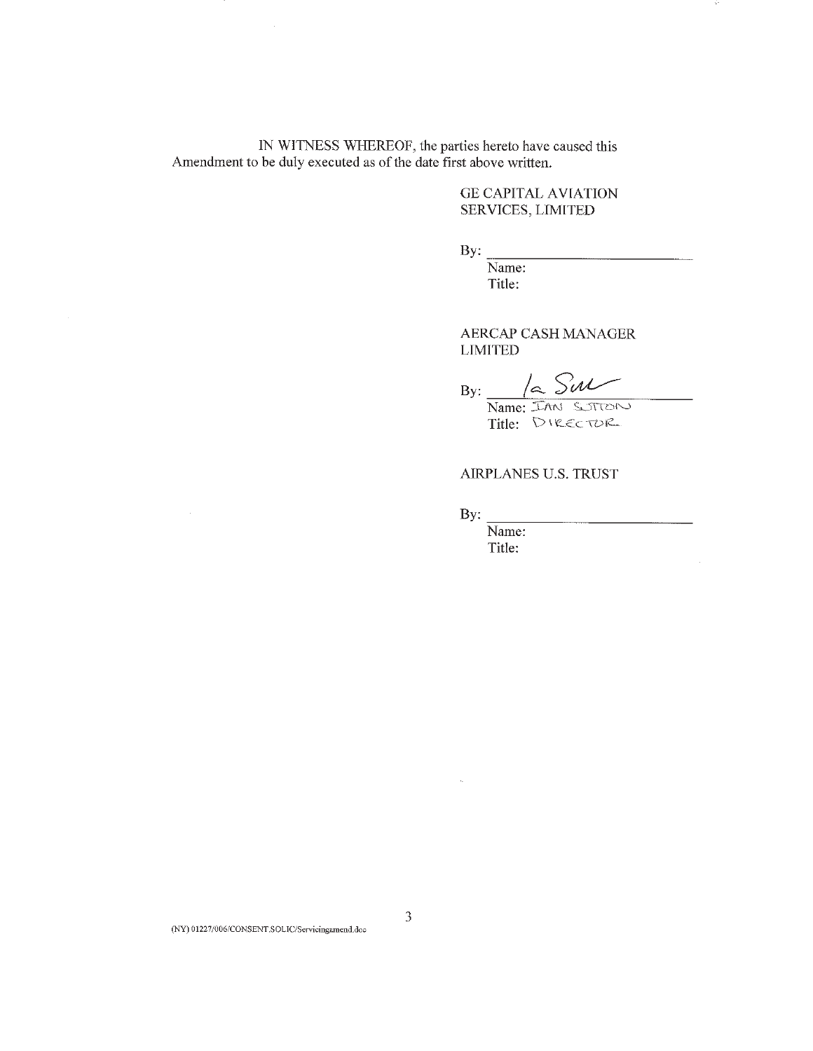IN WITNESS WHEREOF, the parties hereto have caused this Amendment to be duly executed as of the date first above written.

GE CAPITAL AVIATION SERVICES, LIMITED

By: ___________________________
Name:
Title:

AERCAP CASH MANAGER LIMITED

By: /s/ Ian Sutton
Name: IAN SUTTON
Title: DIRECTOR

AIRPLANES U.S. TRUST

By: ___________________________
Name:
Title:

(NY) 01227/006/CONSENT.SOLIC/Servicingamend.doc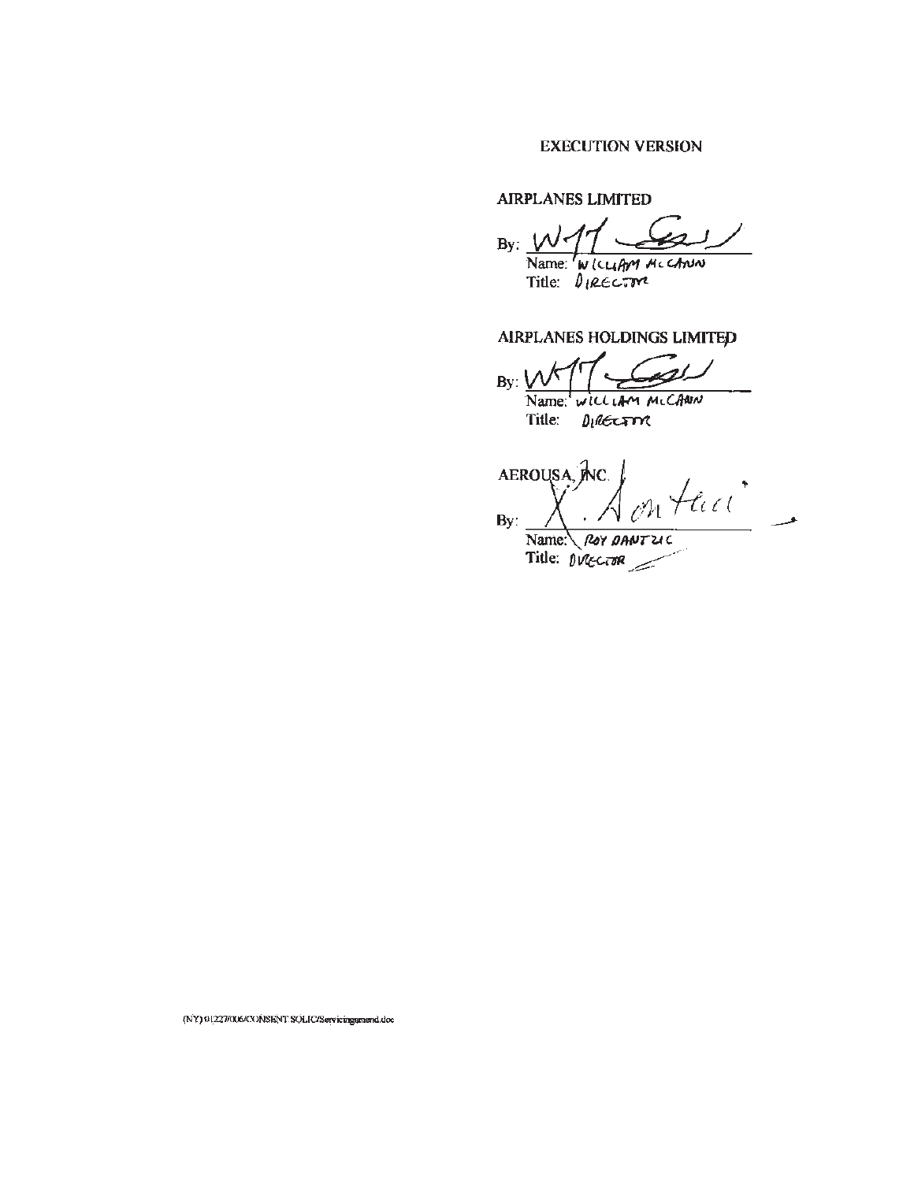EXECUTION VERSION

AIRPLANES LIMITED

By: ______________________
Name: WILLIAM McCANN
Title: DIRECTOR

AIRPLANES HOLDINGS LIMITED

By: ______________________
Name: WILLIAM McCANN
Title: DIRECTOR

AEROUSA, INC.

By: ______________________
Name: ROY DANTZIC
Title: DIRECTOR

(NY) 01227/006/CONSENT SOLIC/Servicingamend.doc